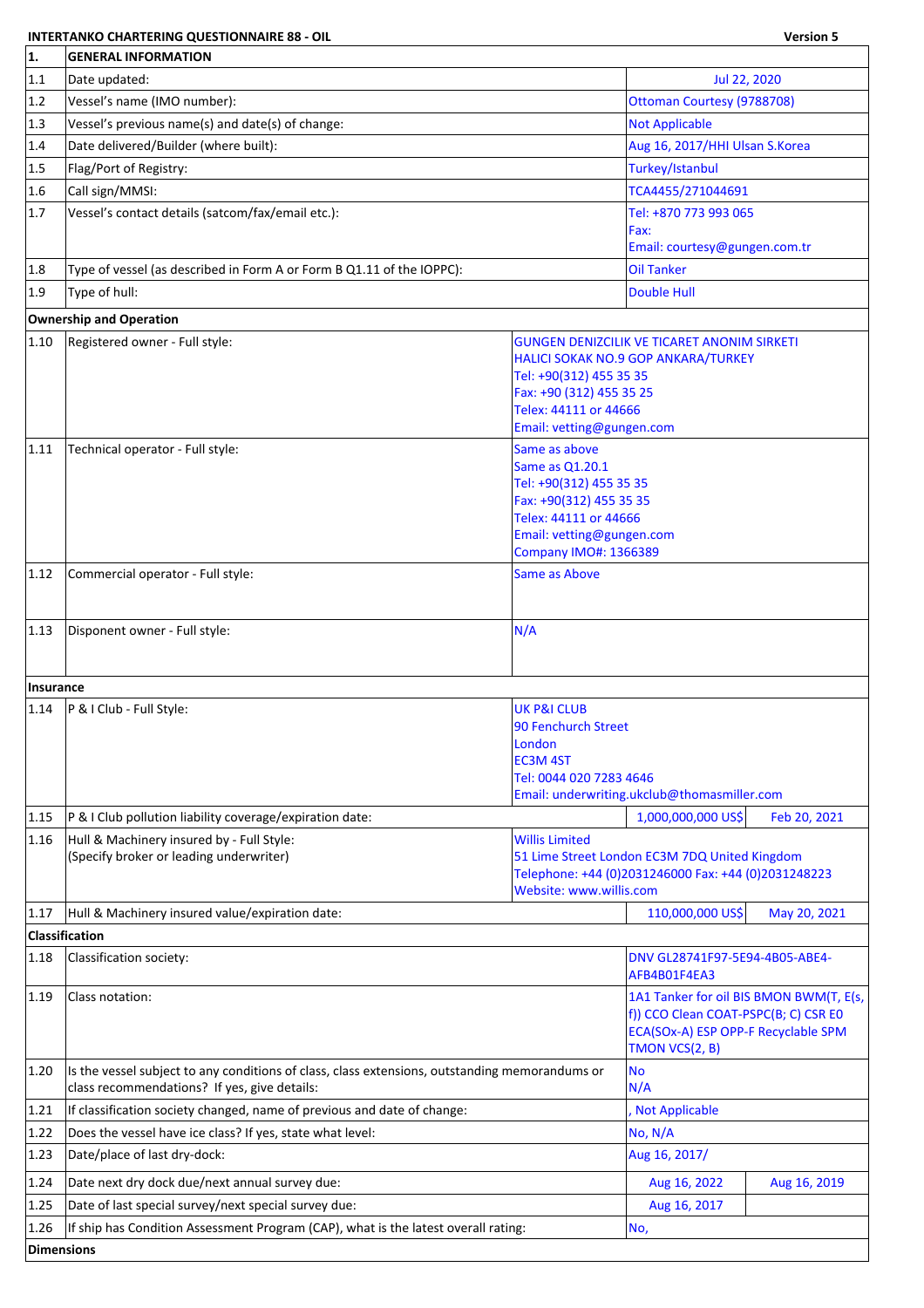**INTERTANKO CHARTERING QUESTIONNAIRE 88 - OIL** **Version 5**

| 1. | GENERAL INFORMATION | | |
|---|---|---|---|
| 1.1 | Date updated: | Jul 22, 2020 | |
| 1.2 | Vessel's name (IMO number): | Ottoman Courtesy (9788708) | |
| 1.3 | Vessel's previous name(s) and date(s) of change: | Not Applicable | |
| 1.4 | Date delivered/Builder (where built): | Aug 16, 2017/HHI Ulsan S.Korea | |
| 1.5 | Flag/Port of Registry: | Turkey/Istanbul | |
| 1.6 | Call sign/MMSI: | TCA4455/271044691 | |
| 1.7 | Vessel's contact details (satcom/fax/email etc.): | Tel: +870 773 993 065<br>Fax:<br>Email: courtesy@gungen.com.tr | |
| 1.8 | Type of vessel (as described in Form A or Form B Q1.11 of the IOPPC): | Oil Tanker | |
| 1.9 | Type of hull: | Double Hull | |
| **Ownership and Operation** | | | |
| 1.10 | Registered owner - Full style: | GUNGEN DENIZCILIK VE TICARET ANONIM SIRKETI<br>HALICI SOKAK NO.9 GOP ANKARA/TURKEY<br>Tel: +90(312) 455 35 35<br>Fax: +90 (312) 455 35 25<br>Telex: 44111 or 44666<br>Email: vetting@gungen.com | |
| 1.11 | Technical operator - Full style: | Same as above<br>Same as Q1.20.1<br>Tel: +90(312) 455 35 35<br>Fax: +90(312) 455 35 35<br>Telex: 44111 or 44666<br>Email: vetting@gungen.com<br>Company IMO#: 1366389 | |
| 1.12 | Commercial operator - Full style: | Same as Above | |
| 1.13 | Disponent owner - Full style: | N/A | |
| **Insurance** | | | |
| 1.14 | P & I Club - Full Style: | UK P&I CLUB<br>90 Fenchurch Street<br>London<br>EC3M 4ST<br>Tel: 0044 020 7283 4646<br>Email: underwriting.ukclub@thomasmiller.com | |
| 1.15 | P & I Club pollution liability coverage/expiration date: | 1,000,000,000 US$ | Feb 20, 2021 |
| 1.16 | Hull & Machinery insured by - Full Style:<br>(Specify broker or leading underwriter) | Willis Limited<br>51 Lime Street London EC3M 7DQ United Kingdom<br>Telephone: +44 (0)2031246000 Fax: +44 (0)2031248223<br>Website: www.willis.com | |
| 1.17 | Hull & Machinery insured value/expiration date: | 110,000,000 US$ | May 20, 2021 |
| **Classification** | | | |
| 1.18 | Classification society: | DNV GL28741F97-5E94-4B05-ABE4-AFB4B01F4EA3 | |
| 1.19 | Class notation: | 1A1 Tanker for oil BIS BMON BWM(T, E(s, f)) CCO Clean COAT-PSPC(B; C) CSR E0 ECA(SOx-A) ESP OPP-F Recyclable SPM TMON VCS(2, B) | |
| 1.20 | Is the vessel subject to any conditions of class, class extensions, outstanding memorandums or class recommendations? If yes, give details: | No<br>N/A | |
| 1.21 | If classification society changed, name of previous and date of change: | , Not Applicable | |
| 1.22 | Does the vessel have ice class? If yes, state what level: | No, N/A | |
| 1.23 | Date/place of last dry-dock: | Aug 16, 2017/ | |
| 1.24 | Date next dry dock due/next annual survey due: | Aug 16, 2022 | Aug 16, 2019 |
| 1.25 | Date of last special survey/next special survey due: | Aug 16, 2017 | |
| 1.26 | If ship has Condition Assessment Program (CAP), what is the latest overall rating: | No, | |
| **Dimensions** | | | |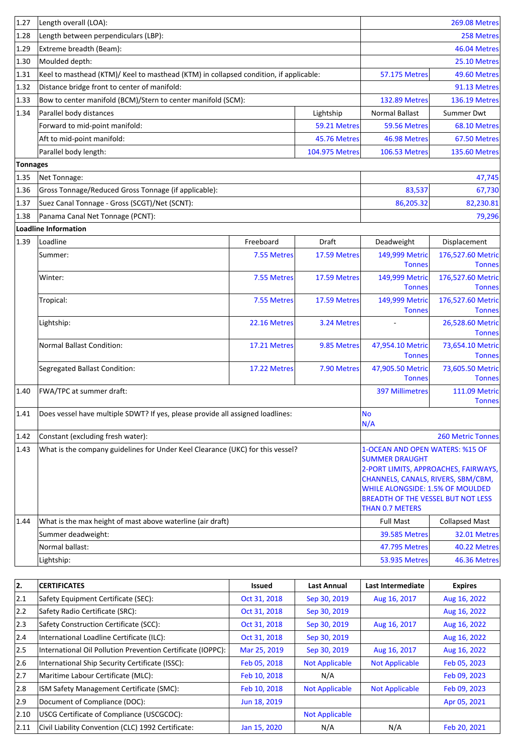| | | | | | |
|---|---|---|---|---|---|
| 1.27 | Length overall (LOA): | | | | 269.08 Metres |
| 1.28 | Length between perpendiculars (LBP): | | | | 258 Metres |
| 1.29 | Extreme breadth (Beam): | | | | 46.04 Metres |
| 1.30 | Moulded depth: | | | | 25.10 Metres |
| 1.31 | Keel to masthead (KTM)/ Keel to masthead (KTM) in collapsed condition, if applicable: | | | 57.175 Metres | 49.60 Metres |
| 1.32 | Distance bridge front to center of manifold: | | | | 91.13 Metres |
| 1.33 | Bow to center manifold (BCM)/Stern to center manifold (SCM): | | | 132.89 Metres | 136.19 Metres |
| 1.34 | Parallel body distances | | Lightship | Normal Ballast | Summer Dwt |
| | Forward to mid-point manifold: | | 59.21 Metres | 59.56 Metres | 68.10 Metres |
| | Aft to mid-point manifold: | | 45.76 Metres | 46.98 Metres | 67.50 Metres |
| | Parallel body length: | | 104.975 Metres | 106.53 Metres | 135.60 Metres |
| **Tonnages** | | | | | |
| 1.35 | Net Tonnage: | | | | 47,745 |
| 1.36 | Gross Tonnage/Reduced Gross Tonnage (if applicable): | | | 83,537 | 67,730 |
| 1.37 | Suez Canal Tonnage - Gross (SCGT)/Net (SCNT): | | | 86,205.32 | 82,230.81 |
| 1.38 | Panama Canal Net Tonnage (PCNT): | | | | 79,296 |
| **Loadline Information** | | | | | |
| 1.39 | Loadline | Freeboard | Draft | Deadweight | Displacement |
| | Summer: | 7.55 Metres | 17.59 Metres | 149,999 Metric Tonnes | 176,527.60 Metric Tonnes |
| | Winter: | 7.55 Metres | 17.59 Metres | 149,999 Metric Tonnes | 176,527.60 Metric Tonnes |
| | Tropical: | 7.55 Metres | 17.59 Metres | 149,999 Metric Tonnes | 176,527.60 Metric Tonnes |
| | Lightship: | 22.16 Metres | 3.24 Metres | - | 26,528.60 Metric Tonnes |
| | Normal Ballast Condition: | 17.21 Metres | 9.85 Metres | 47,954.10 Metric Tonnes | 73,654.10 Metric Tonnes |
| | Segregated Ballast Condition: | 17.22 Metres | 7.90 Metres | 47,905.50 Metric Tonnes | 73,605.50 Metric Tonnes |
| 1.40 | FWA/TPC at summer draft: | | | 397 Millimetres | 111.09 Metric Tonnes |
| 1.41 | Does vessel have multiple SDWT? If yes, please provide all assigned loadlines: | | | No N/A | |
| 1.42 | Constant (excluding fresh water): | | | | 260 Metric Tonnes |
| 1.43 | What is the company guidelines for Under Keel Clearance (UKC) for this vessel? | | | 1-OCEAN AND OPEN WATERS: %15 OF SUMMER DRAUGHT 2-PORT LIMITS, APPROACHES, FAIRWAYS, CHANNELS, CANALS, RIVERS, SBM/CBM, WHILE ALONGSIDE: 1.5% OF MOULDED BREADTH OF THE VESSEL BUT NOT LESS THAN 0.7 METERS | |
| 1.44 | What is the max height of mast above waterline (air draft) | | | Full Mast | Collapsed Mast |
| | Summer deadweight: | | | 39.585 Metres | 32.01 Metres |
| | Normal ballast: | | | 47.795 Metres | 40.22 Metres |
| | Lightship: | | | 53.935 Metres | 46.36 Metres |

| 2. | CERTIFICATES | Issued | Last Annual | Last Intermediate | Expires |
|---|---|---|---|---|---|
| 2.1 | Safety Equipment Certificate (SEC): | Oct 31, 2018 | Sep 30, 2019 | Aug 16, 2017 | Aug 16, 2022 |
| 2.2 | Safety Radio Certificate (SRC): | Oct 31, 2018 | Sep 30, 2019 | | Aug 16, 2022 |
| 2.3 | Safety Construction Certificate (SCC): | Oct 31, 2018 | Sep 30, 2019 | Aug 16, 2017 | Aug 16, 2022 |
| 2.4 | International Loadline Certificate (ILC): | Oct 31, 2018 | Sep 30, 2019 | | Aug 16, 2022 |
| 2.5 | International Oil Pollution Prevention Certificate (IOPPC): | Mar 25, 2019 | Sep 30, 2019 | Aug 16, 2017 | Aug 16, 2022 |
| 2.6 | International Ship Security Certificate (ISSC): | Feb 05, 2018 | Not Applicable | Not Applicable | Feb 05, 2023 |
| 2.7 | Maritime Labour Certificate (MLC): | Feb 10, 2018 | N/A | | Feb 09, 2023 |
| 2.8 | ISM Safety Management Certificate (SMC): | Feb 10, 2018 | Not Applicable | Not Applicable | Feb 09, 2023 |
| 2.9 | Document of Compliance (DOC): | Jun 18, 2019 | | | Apr 05, 2021 |
| 2.10 | USCG Certificate of Compliance (USCGCOC): | | Not Applicable | | |
| 2.11 | Civil Liability Convention (CLC) 1992 Certificate: | Jan 15, 2020 | N/A | N/A | Feb 20, 2021 |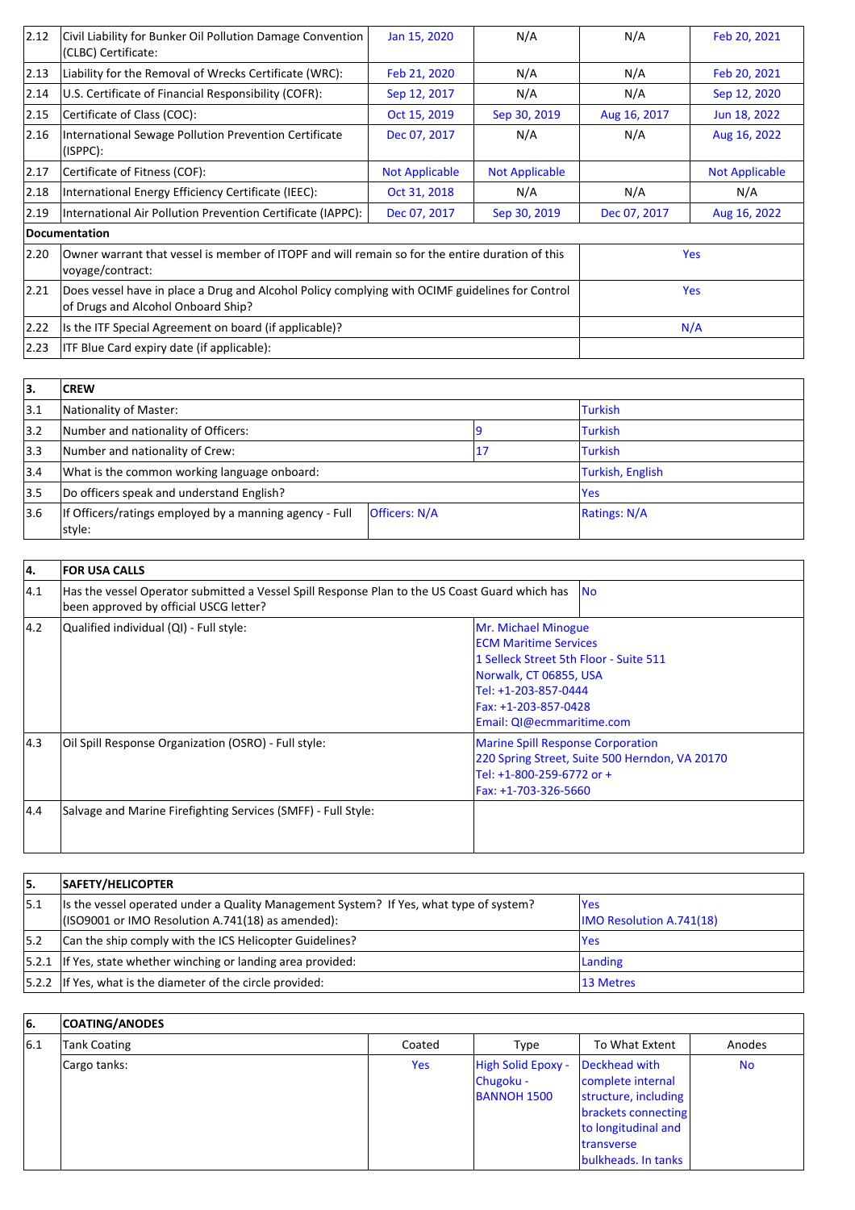| | | | | | |
|---|---|---|---|---|---|
| 2.12 | Civil Liability for Bunker Oil Pollution Damage Convention (CLBC) Certificate: | Jan 15, 2020 | N/A | N/A | Feb 20, 2021 |
| 2.13 | Liability for the Removal of Wrecks Certificate (WRC): | Feb 21, 2020 | N/A | N/A | Feb 20, 2021 |
| 2.14 | U.S. Certificate of Financial Responsibility (COFR): | Sep 12, 2017 | N/A | N/A | Sep 12, 2020 |
| 2.15 | Certificate of Class (COC): | Oct 15, 2019 | Sep 30, 2019 | Aug 16, 2017 | Jun 18, 2022 |
| 2.16 | International Sewage Pollution Prevention Certificate (ISPPC): | Dec 07, 2017 | N/A | N/A | Aug 16, 2022 |
| 2.17 | Certificate of Fitness (COF): | Not Applicable | Not Applicable | | Not Applicable |
| 2.18 | International Energy Efficiency Certificate (IEEC): | Oct 31, 2018 | N/A | N/A | N/A |
| 2.19 | International Air Pollution Prevention Certificate (IAPPC): | Dec 07, 2017 | Sep 30, 2019 | Dec 07, 2017 | Aug 16, 2022 |

**Documentation**

| | | |
|---|---|---|
| 2.20 | Owner warrant that vessel is member of ITOPF and will remain so for the entire duration of this voyage/contract: | Yes |
| 2.21 | Does vessel have in place a Drug and Alcohol Policy complying with OCIMF guidelines for Control of Drugs and Alcohol Onboard Ship? | Yes |
| 2.22 | Is the ITF Special Agreement on board (if applicable)? | N/A |
| 2.23 | ITF Blue Card expiry date (if applicable): | |

| 3. | CREW | | |
|---|---|---|---|
| 3.1 | Nationality of Master: | | Turkish |
| 3.2 | Number and nationality of Officers: | 9 | Turkish |
| 3.3 | Number and nationality of Crew: | 17 | Turkish |
| 3.4 | What is the common working language onboard: | | Turkish, English |
| 3.5 | Do officers speak and understand English? | | Yes |
| 3.6 | If Officers/ratings employed by a manning agency - Full style: | Officers: N/A | Ratings: N/A |

| 4. | FOR USA CALLS | |
|---|---|---|
| 4.1 | Has the vessel Operator submitted a Vessel Spill Response Plan to the US Coast Guard which has been approved by official USCG letter? | No |
| 4.2 | Qualified individual (QI) - Full style: | Mr. Michael Minogue<br>ECM Maritime Services<br>1 Selleck Street 5th Floor - Suite 511<br>Norwalk, CT 06855, USA<br>Tel: +1-203-857-0444<br>Fax: +1-203-857-0428<br>Email: QI@ecmmaritime.com |
| 4.3 | Oil Spill Response Organization (OSRO) - Full style: | Marine Spill Response Corporation<br>220 Spring Street, Suite 500 Herndon, VA 20170<br>Tel: +1-800-259-6772 or +<br>Fax: +1-703-326-5660 |
| 4.4 | Salvage and Marine Firefighting Services (SMFF) - Full Style: | |

| 5. | SAFETY/HELICOPTER | |
|---|---|---|
| 5.1 | Is the vessel operated under a Quality Management System? If Yes, what type of system? (ISO9001 or IMO Resolution A.741(18) as amended): | Yes<br>IMO Resolution A.741(18) |
| 5.2 | Can the ship comply with the ICS Helicopter Guidelines? | Yes |
| 5.2.1 | If Yes, state whether winching or landing area provided: | Landing |
| 5.2.2 | If Yes, what is the diameter of the circle provided: | 13 Metres |

| 6. | COATING/ANODES | | | | |
|---|---|---|---|---|---|
| 6.1 | Tank Coating | Coated | Type | To What Extent | Anodes |
| | Cargo tanks: | Yes | High Solid Epoxy - Chugoku - BANNOH 1500 | Deckhead with complete internal structure, including brackets connecting to longitudinal and transverse bulkheads. In tanks | No |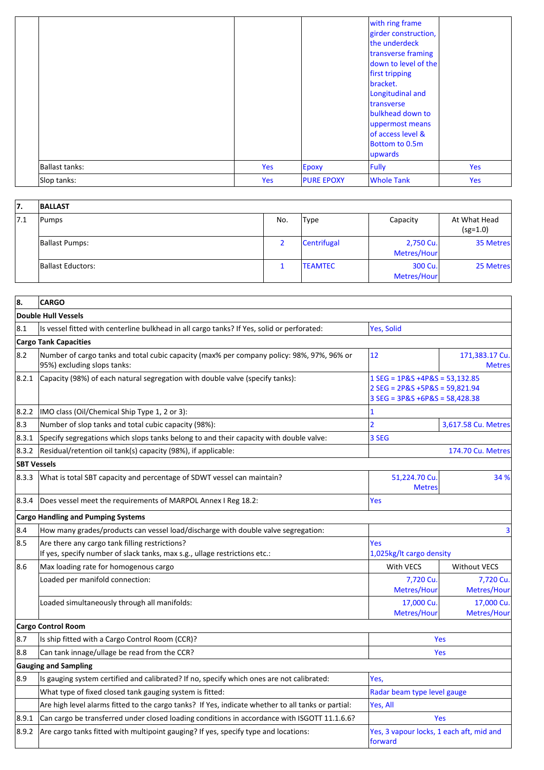| | | | | | |
|---|---|---|---|---|---|
| | | | | with ring frame girder construction, the underdeck transverse framing down to level of the first tripping bracket. Longitudinal and transverse bulkhead down to uppermost means of access level & Bottom to 0.5m upwards | |
| | Ballast tanks: | Yes | Epoxy | Fully | Yes |
| | Slop tanks: | Yes | PURE EPOXY | Whole Tank | Yes |

| 7. | BALLAST | | | | |
|---|---|---|---|---|---|
| 7.1 | Pumps | No. | Type | Capacity | At What Head (sg=1.0) |
| | Ballast Pumps: | 2 | Centrifugal | 2,750 Cu. Metres/Hour | 35 Metres |
| | Ballast Eductors: | 1 | TEAMTEC | 300 Cu. Metres/Hour | 25 Metres |

| 8. | CARGO | | |
|---|---|---|---|
| **Double Hull Vessels** | | | |
| 8.1 | Is vessel fitted with centerline bulkhead in all cargo tanks? If Yes, solid or perforated: | Yes, Solid | |
| **Cargo Tank Capacities** | | | |
| 8.2 | Number of cargo tanks and total cubic capacity (max% per company policy: 98%, 97%, 96% or 95%) excluding slops tanks: | 12 | 171,383.17 Cu. Metres |
| 8.2.1 | Capacity (98%) of each natural segregation with double valve (specify tanks): | 1 SEG = 1P&S +4P&S = 53,132.85<br>2 SEG = 2P&S +5P&S = 59,821.94<br>3 SEG = 3P&S +6P&S = 58,428.38 | |
| 8.2.2 | IMO class (Oil/Chemical Ship Type 1, 2 or 3): | 1 | |
| 8.3 | Number of slop tanks and total cubic capacity (98%): | 2 | 3,617.58 Cu. Metres |
| 8.3.1 | Specify segregations which slops tanks belong to and their capacity with double valve: | 3 SEG | |
| 8.3.2 | Residual/retention oil tank(s) capacity (98%), if applicable: | | 174.70 Cu. Metres |
| **SBT Vessels** | | | |
| 8.3.3 | What is total SBT capacity and percentage of SDWT vessel can maintain? | 51,224.70 Cu. Metres | 34 % |
| 8.3.4 | Does vessel meet the requirements of MARPOL Annex I Reg 18.2: | Yes | |
| **Cargo Handling and Pumping Systems** | | | |
| 8.4 | How many grades/products can vessel load/discharge with double valve segregation: | | 3 |
| 8.5 | Are there any cargo tank filling restrictions?<br>If yes, specify number of slack tanks, max s.g., ullage restrictions etc.: | Yes<br>1,025kg/lt cargo density | |
| 8.6 | Max loading rate for homogenous cargo | With VECS | Without VECS |
| | Loaded per manifold connection: | 7,720 Cu. Metres/Hour | 7,720 Cu. Metres/Hour |
| | Loaded simultaneously through all manifolds: | 17,000 Cu. Metres/Hour | 17,000 Cu. Metres/Hour |
| **Cargo Control Room** | | | |
| 8.7 | Is ship fitted with a Cargo Control Room (CCR)? | Yes | |
| 8.8 | Can tank innage/ullage be read from the CCR? | Yes | |
| **Gauging and Sampling** | | | |
| 8.9 | Is gauging system certified and calibrated? If no, specify which ones are not calibrated: | Yes, | |
| | What type of fixed closed tank gauging system is fitted: | Radar beam type level gauge | |
| | Are high level alarms fitted to the cargo tanks? If Yes, indicate whether to all tanks or partial: | Yes, All | |
| 8.9.1 | Can cargo be transferred under closed loading conditions in accordance with ISGOTT 11.1.6.6? | Yes | |
| 8.9.2 | Are cargo tanks fitted with multipoint gauging? If yes, specify type and locations: | Yes, 3 vapour locks, 1 each aft, mid and forward | |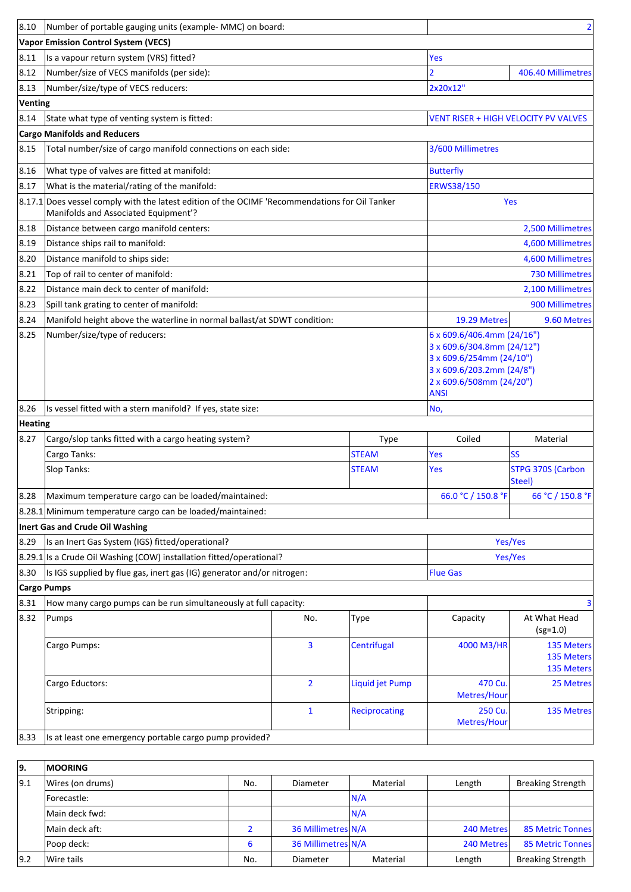| | | | | | |
|---|---|---|---|---|---|
| 8.10 | Number of portable gauging units (example- MMC) on board: | | | | 2 |
| **Vapor Emission Control System (VECS)** | | | | | |
| 8.11 | Is a vapour return system (VRS) fitted? | | | Yes | |
| 8.12 | Number/size of VECS manifolds (per side): | | | 2 | 406.40 Millimetres |
| 8.13 | Number/size/type of VECS reducers: | | | 2x20x12" | |
| **Venting** | | | | | |
| 8.14 | State what type of venting system is fitted: | | | VENT RISER + HIGH VELOCITY PV VALVES | |
| **Cargo Manifolds and Reducers** | | | | | |
| 8.15 | Total number/size of cargo manifold connections on each side: | | | 3/600 Millimetres | |
| 8.16 | What type of valves are fitted at manifold: | | | Butterfly | |
| 8.17 | What is the material/rating of the manifold: | | | ERWS38/150 | |
| 8.17.1 | Does vessel comply with the latest edition of the OCIMF 'Recommendations for Oil Tanker Manifolds and Associated Equipment'? | | | Yes | |
| 8.18 | Distance between cargo manifold centers: | | | | 2,500 Millimetres |
| 8.19 | Distance ships rail to manifold: | | | | 4,600 Millimetres |
| 8.20 | Distance manifold to ships side: | | | | 4,600 Millimetres |
| 8.21 | Top of rail to center of manifold: | | | | 730 Millimetres |
| 8.22 | Distance main deck to center of manifold: | | | | 2,100 Millimetres |
| 8.23 | Spill tank grating to center of manifold: | | | | 900 Millimetres |
| 8.24 | Manifold height above the waterline in normal ballast/at SDWT condition: | | | 19.29 Metres | 9.60 Metres |
| 8.25 | Number/size/type of reducers: | | | 6 x 609.6/406.4mm (24/16")<br>3 x 609.6/304.8mm (24/12")<br>3 x 609.6/254mm (24/10")<br>3 x 609.6/203.2mm (24/8")<br>2 x 609.6/508mm (24/20")<br>ANSI | |
| 8.26 | Is vessel fitted with a stern manifold? If yes, state size: | | | No, | |
| **Heating** | | | | | |
| 8.27 | Cargo/slop tanks fitted with a cargo heating system? | | Type | Coiled | Material |
| | Cargo Tanks: | | STEAM | Yes | SS |
| | Slop Tanks: | | STEAM | Yes | STPG 370S (Carbon Steel) |
| 8.28 | Maximum temperature cargo can be loaded/maintained: | | | 66.0 °C / 150.8 °F | 66 °C / 150.8 °F |
| 8.28.1 | Minimum temperature cargo can be loaded/maintained: | | | | |
| **Inert Gas and Crude Oil Washing** | | | | | |
| 8.29 | Is an Inert Gas System (IGS) fitted/operational? | | | Yes/Yes | |
| 8.29.1 | Is a Crude Oil Washing (COW) installation fitted/operational? | | | Yes/Yes | |
| 8.30 | Is IGS supplied by flue gas, inert gas (IG) generator and/or nitrogen: | | | Flue Gas | |
| **Cargo Pumps** | | | | | |
| 8.31 | How many cargo pumps can be run simultaneously at full capacity: | | | | 3 |
| 8.32 | Pumps | No. | Type | Capacity | At What Head (sg=1.0) |
| | Cargo Pumps: | 3 | Centrifugal | 4000 M3/HR | 135 Meters<br>135 Meters<br>135 Meters |
| | Cargo Eductors: | 2 | Liquid jet Pump | 470 Cu. Metres/Hour | 25 Metres |
| | Stripping: | 1 | Reciprocating | 250 Cu. Metres/Hour | 135 Metres |
| 8.33 | Is at least one emergency portable cargo pump provided? | | | | |

| **9.** | **MOORING** | | | | | |
|---|---|---|---|---|---|---|
| 9.1 | Wires (on drums) | No. | Diameter | Material | Length | Breaking Strength |
| | Forecastle: | | | N/A | | |
| | Main deck fwd: | | | N/A | | |
| | Main deck aft: | 2 | 36 Millimetres | N/A | 240 Metres | 85 Metric Tonnes |
| | Poop deck: | 6 | 36 Millimetres | N/A | 240 Metres | 85 Metric Tonnes |
| 9.2 | Wire tails | No. | Diameter | Material | Length | Breaking Strength |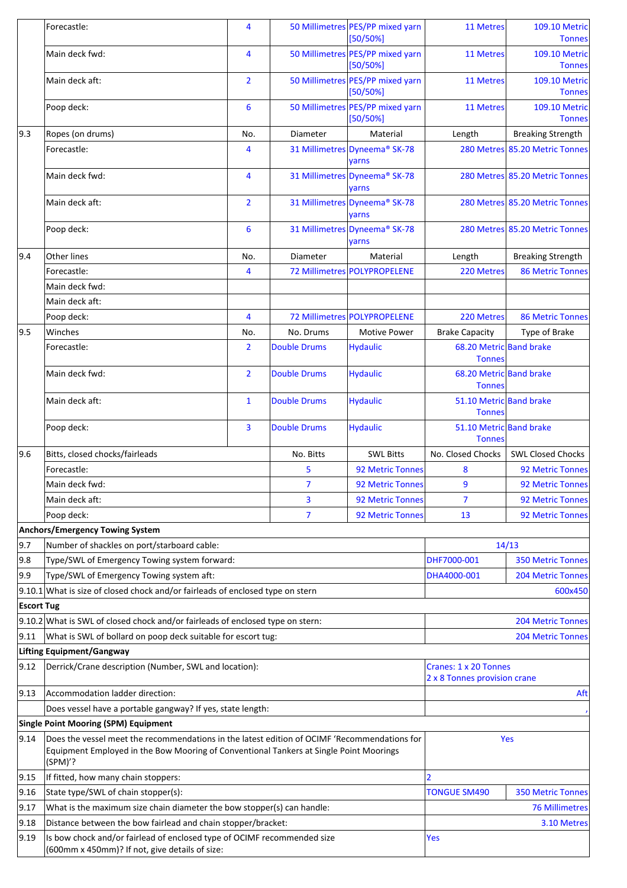| | | | | | | |
|---|---|---|---|---|---|---|
| | Forecastle: | 4 | 50 Millimetres | PES/PP mixed yarn [50/50%] | 11 Metres | 109.10 Metric Tonnes |
| | Main deck fwd: | 4 | 50 Millimetres | PES/PP mixed yarn [50/50%] | 11 Metres | 109.10 Metric Tonnes |
| | Main deck aft: | 2 | 50 Millimetres | PES/PP mixed yarn [50/50%] | 11 Metres | 109.10 Metric Tonnes |
| | Poop deck: | 6 | 50 Millimetres | PES/PP mixed yarn [50/50%] | 11 Metres | 109.10 Metric Tonnes |
| 9.3 | Ropes (on drums) | No. | Diameter | Material | Length | Breaking Strength |
| | Forecastle: | 4 | 31 Millimetres | Dyneema® SK-78 yarns | 280 Metres | 85.20 Metric Tonnes |
| | Main deck fwd: | 4 | 31 Millimetres | Dyneema® SK-78 yarns | 280 Metres | 85.20 Metric Tonnes |
| | Main deck aft: | 2 | 31 Millimetres | Dyneema® SK-78 yarns | 280 Metres | 85.20 Metric Tonnes |
| | Poop deck: | 6 | 31 Millimetres | Dyneema® SK-78 yarns | 280 Metres | 85.20 Metric Tonnes |
| 9.4 | Other lines | No. | Diameter | Material | Length | Breaking Strength |
| | Forecastle: | 4 | 72 Millimetres | POLYPROPELENE | 220 Metres | 86 Metric Tonnes |
| | Main deck fwd: | | | | | |
| | Main deck aft: | | | | | |
| | Poop deck: | 4 | 72 Millimetres | POLYPROPELENE | 220 Metres | 86 Metric Tonnes |
| 9.5 | Winches | No. | No. Drums | Motive Power | Brake Capacity | Type of Brake |
| | Forecastle: | 2 | Double Drums | Hydaulic | 68.20 Metric Tonnes | Band brake |
| | Main deck fwd: | 2 | Double Drums | Hydaulic | 68.20 Metric Tonnes | Band brake |
| | Main deck aft: | 1 | Double Drums | Hydaulic | 51.10 Metric Tonnes | Band brake |
| | Poop deck: | 3 | Double Drums | Hydaulic | 51.10 Metric Tonnes | Band brake |
| 9.6 | Bitts, closed chocks/fairleads | | No. Bitts | SWL Bitts | No. Closed Chocks | SWL Closed Chocks |
| | Forecastle: | | 5 | 92 Metric Tonnes | 8 | 92 Metric Tonnes |
| | Main deck fwd: | | 7 | 92 Metric Tonnes | 9 | 92 Metric Tonnes |
| | Main deck aft: | | 3 | 92 Metric Tonnes | 7 | 92 Metric Tonnes |
| | Poop deck: | | 7 | 92 Metric Tonnes | 13 | 92 Metric Tonnes |

**Anchors/Emergency Towing System**

| | | | |
|---|---|---|---|
| 9.7 | Number of shackles on port/starboard cable: | 14/13 | |
| 9.8 | Type/SWL of Emergency Towing system forward: | DHF7000-001 | 350 Metric Tonnes |
| 9.9 | Type/SWL of Emergency Towing system aft: | DHA4000-001 | 204 Metric Tonnes |
| 9.10.1 | What is size of closed chock and/or fairleads of enclosed type on stern | 600x450 | |

**Escort Tug**

| | | |
|---|---|---|
| 9.10.2 | What is SWL of closed chock and/or fairleads of enclosed type on stern: | 204 Metric Tonnes |
| 9.11 | What is SWL of bollard on poop deck suitable for escort tug: | 204 Metric Tonnes |

**Lifting Equipment/Gangway**

| | | |
|---|---|---|
| 9.12 | Derrick/Crane description (Number, SWL and location): | Cranes: 1 x 20 Tonnes<br>2 x 8 Tonnes provision crane |
| 9.13 | Accommodation ladder direction: | Aft |
| | Does vessel have a portable gangway? If yes, state length: | , |

**Single Point Mooring (SPM) Equipment**

| | | | |
|---|---|---|---|
| 9.14 | Does the vessel meet the recommendations in the latest edition of OCIMF 'Recommendations for Equipment Employed in the Bow Mooring of Conventional Tankers at Single Point Moorings (SPM)'? | Yes | |
| 9.15 | If fitted, how many chain stoppers: | 2 | |
| 9.16 | State type/SWL of chain stopper(s): | TONGUE SM490 | 350 Metric Tonnes |
| 9.17 | What is the maximum size chain diameter the bow stopper(s) can handle: | 76 Millimetres | |
| 9.18 | Distance between the bow fairlead and chain stopper/bracket: | 3.10 Metres | |
| 9.19 | Is bow chock and/or fairlead of enclosed type of OCIMF recommended size (600mm x 450mm)? If not, give details of size: | Yes | |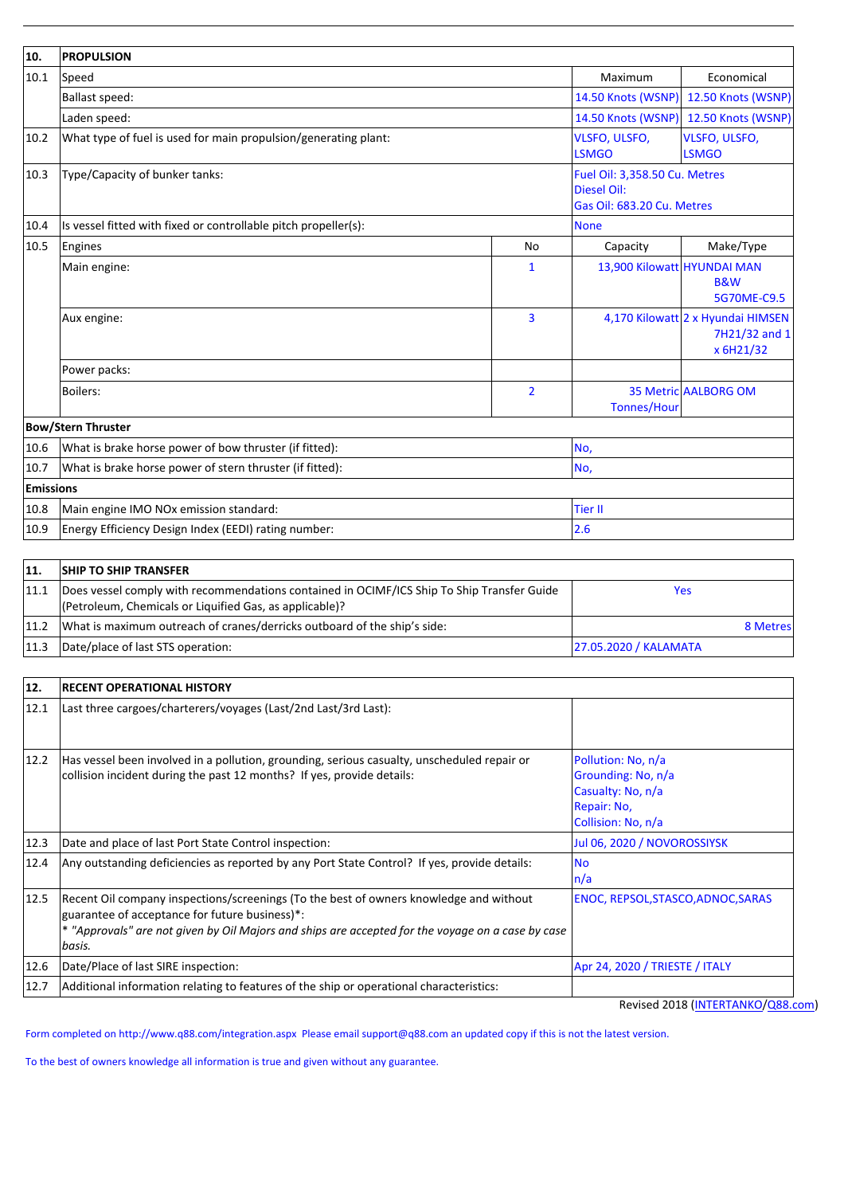| 10. | PROPULSION | | | |
|---|---|---|---|---|
| 10.1 | Speed | | Maximum | Economical |
| | Ballast speed: | | 14.50 Knots (WSNP) | 12.50 Knots (WSNP) |
| | Laden speed: | | 14.50 Knots (WSNP) | 12.50 Knots (WSNP) |
| 10.2 | What type of fuel is used for main propulsion/generating plant: | | VLSFO, ULSFO, LSMGO | VLSFO, ULSFO, LSMGO |
| 10.3 | Type/Capacity of bunker tanks: | | Fuel Oil: 3,358.50 Cu. Metres<br>Diesel Oil:<br>Gas Oil: 683.20 Cu. Metres | |
| 10.4 | Is vessel fitted with fixed or controllable pitch propeller(s): | | None | |
| 10.5 | Engines | No | Capacity | Make/Type |
| | Main engine: | 1 | 13,900 Kilowatt | HYUNDAI MAN B&W 5G70ME-C9.5 |
| | Aux engine: | 3 | 4,170 Kilowatt | 2 x Hyundai HIMSEN 7H21/32 and 1 x 6H21/32 |
| | Power packs: | | | |
| | Boilers: | 2 | 35 Metric Tonnes/Hour | AALBORG OM |
| **Bow/Stern Thruster** | | | | |
| 10.6 | What is brake horse power of bow thruster (if fitted): | | No, | |
| 10.7 | What is brake horse power of stern thruster (if fitted): | | No, | |
| **Emissions** | | | | |
| 10.8 | Main engine IMO NOx emission standard: | | Tier II | |
| 10.9 | Energy Efficiency Design Index (EEDI) rating number: | | 2.6 | |

| 11. | SHIP TO SHIP TRANSFER | |
|---|---|---|
| 11.1 | Does vessel comply with recommendations contained in OCIMF/ICS Ship To Ship Transfer Guide (Petroleum, Chemicals or Liquified Gas, as applicable)? | Yes |
| 11.2 | What is maximum outreach of cranes/derricks outboard of the ship's side: | 8 Metres |
| 11.3 | Date/place of last STS operation: | 27.05.2020 / KALAMATA |

| 12. | RECENT OPERATIONAL HISTORY | |
|---|---|---|
| 12.1 | Last three cargoes/charterers/voyages (Last/2nd Last/3rd Last): | |
| 12.2 | Has vessel been involved in a pollution, grounding, serious casualty, unscheduled repair or collision incident during the past 12 months? If yes, provide details: | Pollution: No, n/a<br>Grounding: No, n/a<br>Casualty: No, n/a<br>Repair: No,<br>Collision: No, n/a |
| 12.3 | Date and place of last Port State Control inspection: | Jul 06, 2020 / NOVOROSSIYSK |
| 12.4 | Any outstanding deficiencies as reported by any Port State Control? If yes, provide details: | No<br>n/a |
| 12.5 | Recent Oil company inspections/screenings (To the best of owners knowledge and without guarantee of acceptance for future business)*:<br>*"Approvals" are not given by Oil Majors and ships are accepted for the voyage on a case by case basis.* | ENOC, REPSOL,STASCO,ADNOC,SARAS |
| 12.6 | Date/Place of last SIRE inspection: | Apr 24, 2020 / TRIESTE / ITALY |
| 12.7 | Additional information relating to features of the ship or operational characteristics: | |

Revised 2018 (INTERTANKO/Q88.com)

Form completed on http://www.q88.com/integration.aspx Please email support@q88.com an updated copy if this is not the latest version.

To the best of owners knowledge all information is true and given without any guarantee.